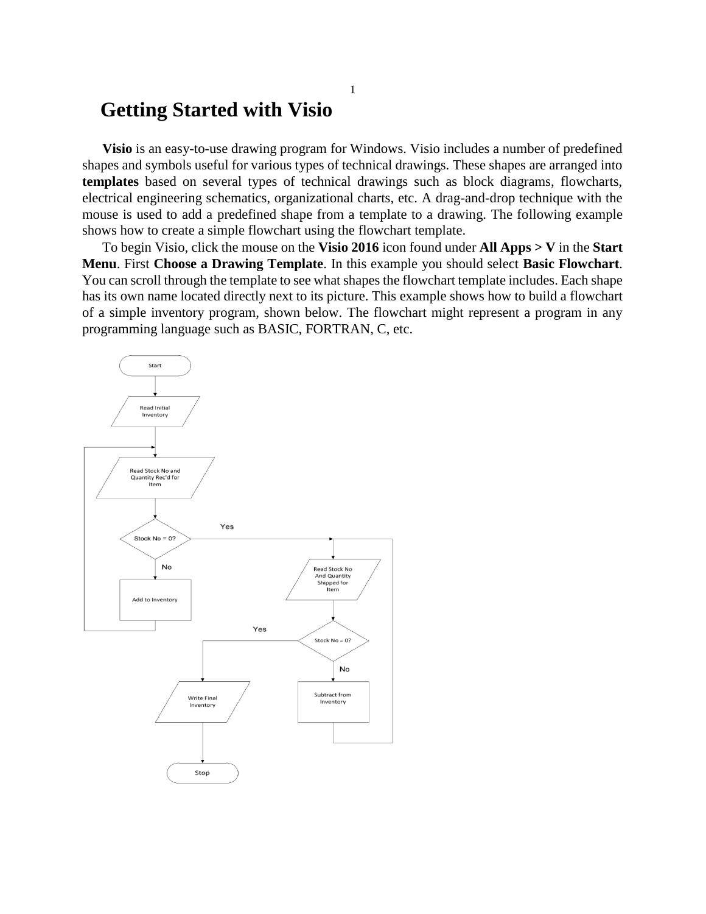# Getting Started with Visio

**Visio** is an easy-to-use drawing program for Windows. Visio includes a number of predefined shapes and symbols useful for various types of technical drawings. These shapes are arranged into **templates** based on several types of technical drawings such as block diagrams, flowcharts, electrical engineering schematics, organizational charts, etc. A drag-and-drop technique with the mouse is used to add a predefined shape from a template to a drawing. The following example shows how to create a simple flowchart using the flowchart template.

To begin Visio, click the mouse on the **Visio 2016** icon found under **All Apps > V** in the **Start Menu**. First **Choose a Drawing Template**. In this example you should select **Basic Flowchart**. You can scroll through the template to see what shapes the flowchart template includes. Each shape has its own name located directly next to its picture. This example shows how to build a flowchart of a simple inventory program, shown below. The flowchart might represent a program in any programming language such as BASIC, FORTRAN, C, etc.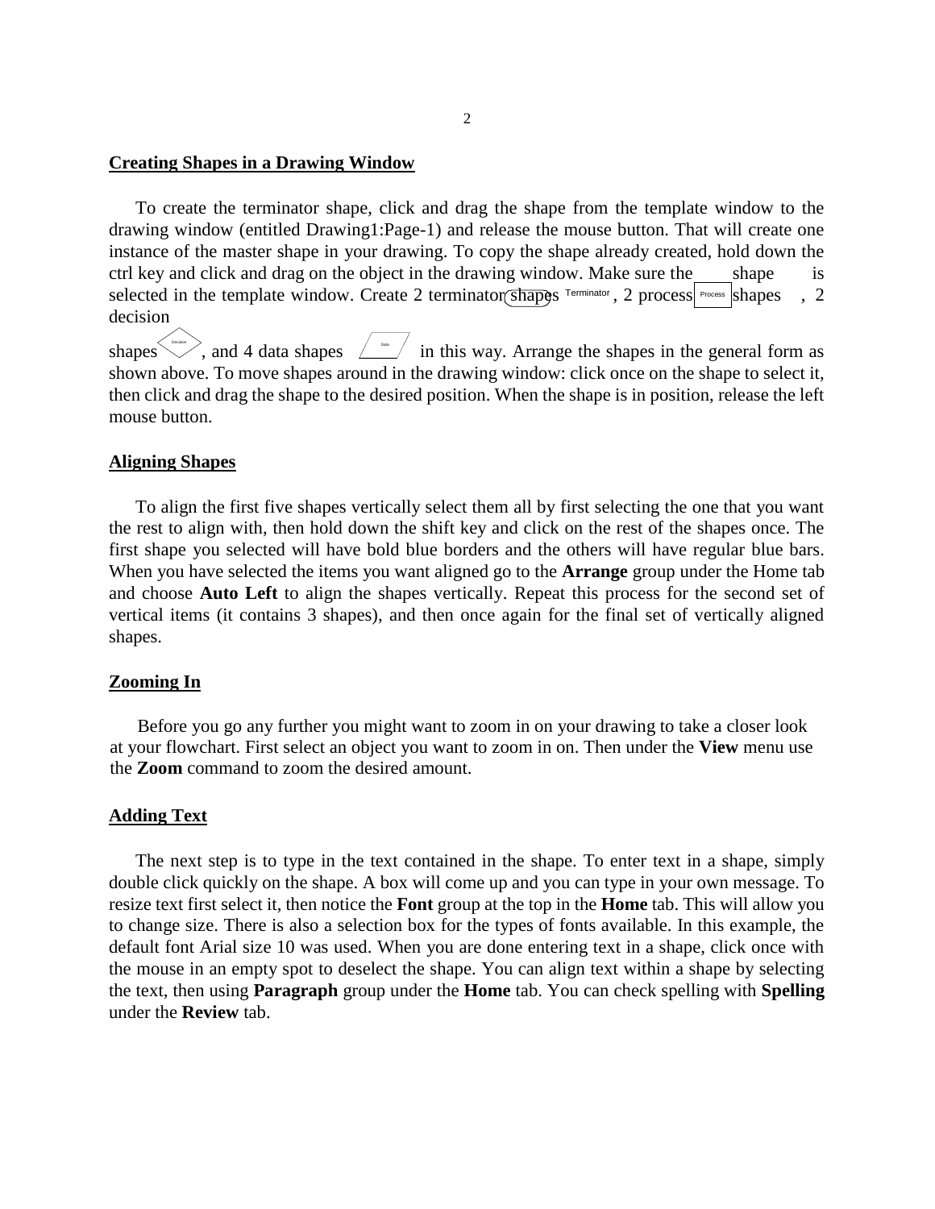## Creating Shapes in a Drawing Window

To create the terminator shape, click and drag the shape from the template window to the drawing window (entitled Drawing1:Page-1) and release the mouse button. That will create one instance of the master shape in your drawing. To copy the shape already created, hold down the ctrl key and click and drag on the object in the drawing window. Make sure the shape is selected in the template window. Create 2 terminator shapes Terminator, 2 process Process shapes , 2 decision shapes Decision, and 4 data shapes Data in this way. Arrange the shapes in the general form as shown above. To move shapes around in the drawing window: click once on the shape to select it, then click and drag the shape to the desired position. When the shape is in position, release the left mouse button.

## Aligning Shapes

To align the first five shapes vertically select them all by first selecting the one that you want the rest to align with, then hold down the shift key and click on the rest of the shapes once. The first shape you selected will have bold blue borders and the others will have regular blue bars. When you have selected the items you want aligned go to the **Arrange** group under the Home tab and choose **Auto Left** to align the shapes vertically. Repeat this process for the second set of vertical items (it contains 3 shapes), and then once again for the final set of vertically aligned shapes.

## Zooming In

Before you go any further you might want to zoom in on your drawing to take a closer look at your flowchart. First select an object you want to zoom in on. Then under the **View** menu use the **Zoom** command to zoom the desired amount.

## Adding Text

The next step is to type in the text contained in the shape. To enter text in a shape, simply double click quickly on the shape. A box will come up and you can type in your own message. To resize text first select it, then notice the **Font** group at the top in the **Home** tab. This will allow you to change size. There is also a selection box for the types of fonts available. In this example, the default font Arial size 10 was used. When you are done entering text in a shape, click once with the mouse in an empty spot to deselect the shape. You can align text within a shape by selecting the text, then using **Paragraph** group under the **Home** tab. You can check spelling with **Spelling** under the **Review** tab.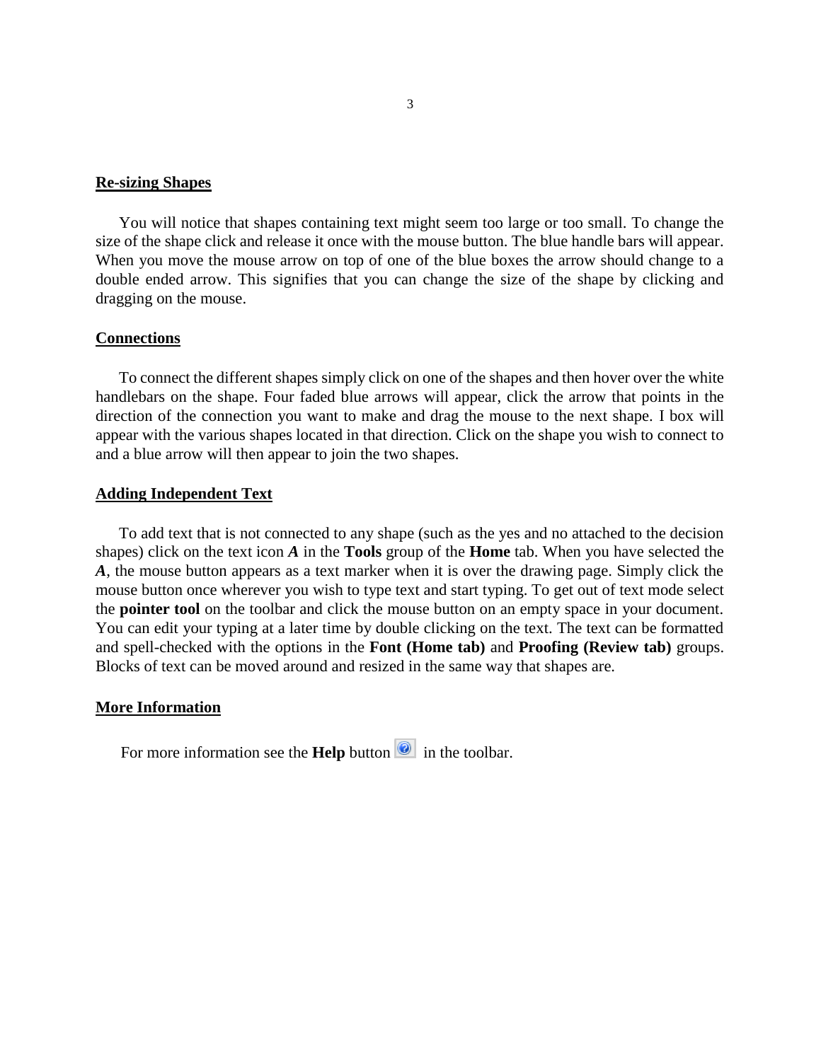## Re-sizing Shapes

You will notice that shapes containing text might seem too large or too small. To change the size of the shape click and release it once with the mouse button. The blue handle bars will appear. When you move the mouse arrow on top of one of the blue boxes the arrow should change to a double ended arrow. This signifies that you can change the size of the shape by clicking and dragging on the mouse.

## Connections

To connect the different shapes simply click on one of the shapes and then hover over the white handlebars on the shape. Four faded blue arrows will appear, click the arrow that points in the direction of the connection you want to make and drag the mouse to the next shape. I box will appear with the various shapes located in that direction. Click on the shape you wish to connect to and a blue arrow will then appear to join the two shapes.

## Adding Independent Text

To add text that is not connected to any shape (such as the yes and no attached to the decision shapes) click on the text icon ***A*** in the **Tools** group of the **Home** tab. When you have selected the ***A***, the mouse button appears as a text marker when it is over the drawing page. Simply click the mouse button once wherever you wish to type text and start typing. To get out of text mode select the **pointer tool** on the toolbar and click the mouse button on an empty space in your document. You can edit your typing at a later time by double clicking on the text. The text can be formatted and spell-checked with the options in the **Font (Home tab)** and **Proofing (Review tab)** groups. Blocks of text can be moved around and resized in the same way that shapes are.

## More Information

For more information see the **Help** button in the toolbar.